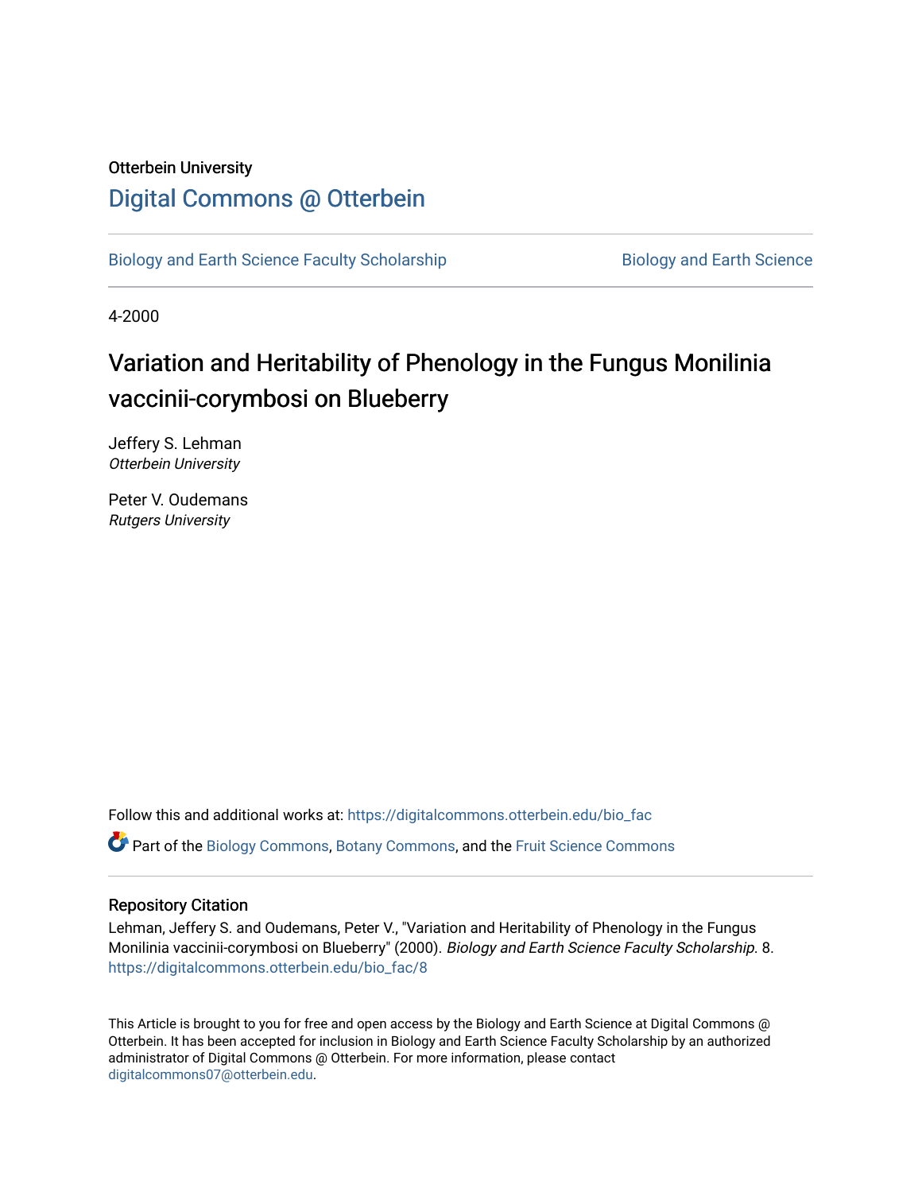Otterbein University

# Digital Commons @ Otterbein

Biology and Earth Science Faculty Scholarship | Biology and Earth Science

4-2000

# Variation and Heritability of Phenology in the Fungus Monilinia vaccinii-corymbosi on Blueberry

Jeffery S. Lehman
*Otterbein University*

Peter V. Oudemans
*Rutgers University*

Follow this and additional works at: https://digitalcommons.otterbein.edu/bio_fac

Part of the Biology Commons, Botany Commons, and the Fruit Science Commons

### Repository Citation

Lehman, Jeffery S. and Oudemans, Peter V., "Variation and Heritability of Phenology in the Fungus Monilinia vaccinii-corymbosi on Blueberry" (2000). *Biology and Earth Science Faculty Scholarship.* 8.
https://digitalcommons.otterbein.edu/bio_fac/8

This Article is brought to you for free and open access by the Biology and Earth Science at Digital Commons @ Otterbein. It has been accepted for inclusion in Biology and Earth Science Faculty Scholarship by an authorized administrator of Digital Commons @ Otterbein. For more information, please contact digitalcommons07@otterbein.edu.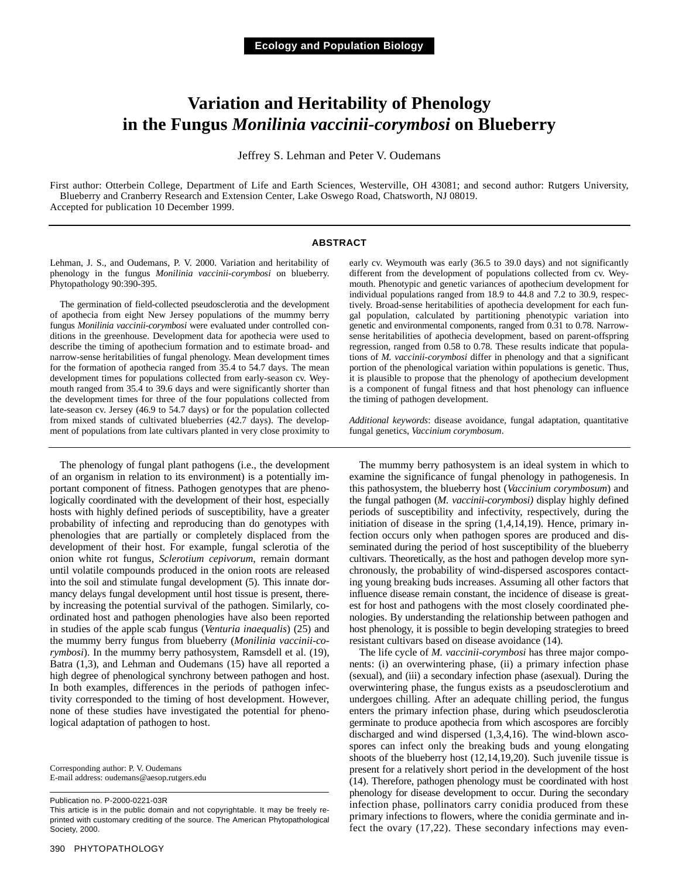**Ecology and Population Biology**

# Variation and Heritability of Phenology in the Fungus *Monilinia vaccinii-corymbosi* on Blueberry

Jeffrey S. Lehman and Peter V. Oudemans

First author: Otterbein College, Department of Life and Earth Sciences, Westerville, OH 43081; and second author: Rutgers University, Blueberry and Cranberry Research and Extension Center, Lake Oswego Road, Chatsworth, NJ 08019.
Accepted for publication 10 December 1999.

## ABSTRACT

Lehman, J. S., and Oudemans, P. V. 2000. Variation and heritability of phenology in the fungus *Monilinia vaccinii-corymbosi* on blueberry. Phytopathology 90:390-395.

The germination of field-collected pseudosclerotia and the development of apothecia from eight New Jersey populations of the mummy berry fungus *Monilinia vaccinii-corymbosi* were evaluated under controlled conditions in the greenhouse. Development data for apothecia were used to describe the timing of apothecium formation and to estimate broad- and narrow-sense heritabilities of fungal phenology. Mean development times for the formation of apothecia ranged from 35.4 to 54.7 days. The mean development times for populations collected from early-season cv. Weymouth ranged from 35.4 to 39.6 days and were significantly shorter than the development times for three of the four populations collected from late-season cv. Jersey (46.9 to 54.7 days) or for the population collected from mixed stands of cultivated blueberries (42.7 days). The development of populations from late cultivars planted in very close proximity to early cv. Weymouth was early (36.5 to 39.0 days) and not significantly different from the development of populations collected from cv. Weymouth. Phenotypic and genetic variances of apothecium development for individual populations ranged from 18.9 to 44.8 and 7.2 to 30.9, respectively. Broad-sense heritabilities of apothecia development for each fungal population, calculated by partitioning phenotypic variation into genetic and environmental components, ranged from 0.31 to 0.78. Narrow-sense heritabilities of apothecia development, based on parent-offspring regression, ranged from 0.58 to 0.78. These results indicate that populations of *M. vaccinii-corymbosi* differ in phenology and that a significant portion of the phenological variation within populations is genetic. Thus, it is plausible to propose that the phenology of apothecium development is a component of fungal fitness and that host phenology can influence the timing of pathogen development.

*Additional keywords*: disease avoidance, fungal adaptation, quantitative fungal genetics, *Vaccinium corymbosum*.

The phenology of fungal plant pathogens (i.e., the development of an organism in relation to its environment) is a potentially important component of fitness. Pathogen genotypes that are phenologically coordinated with the development of their host, especially hosts with highly defined periods of susceptibility, have a greater probability of infecting and reproducing than do genotypes with phenologies that are partially or completely displaced from the development of their host. For example, fungal sclerotia of the onion white rot fungus, *Sclerotium cepivorum*, remain dormant until volatile compounds produced in the onion roots are released into the soil and stimulate fungal development (5). This innate dormancy delays fungal development until host tissue is present, thereby increasing the potential survival of the pathogen. Similarly, coordinated host and pathogen phenologies have also been reported in studies of the apple scab fungus (*Venturia inaequalis*) (25) and the mummy berry fungus from blueberry (*Monilinia vaccinii-corymbosi*). In the mummy berry pathosystem, Ramsdell et al. (19), Batra (1,3), and Lehman and Oudemans (15) have all reported a high degree of phenological synchrony between pathogen and host. In both examples, differences in the periods of pathogen infectivity corresponded to the timing of host development. However, none of these studies have investigated the potential for phenological adaptation of pathogen to host.

The mummy berry pathosystem is an ideal system in which to examine the significance of fungal phenology in pathogenesis. In this pathosystem, the blueberry host (*Vaccinium corymbosum*) and the fungal pathogen (*M. vaccinii-corymbosi)* display highly defined periods of susceptibility and infectivity, respectively, during the initiation of disease in the spring (1,4,14,19). Hence, primary infection occurs only when pathogen spores are produced and disseminated during the period of host susceptibility of the blueberry cultivars. Theoretically, as the host and pathogen develop more synchronously, the probability of wind-dispersed ascospores contacting young breaking buds increases. Assuming all other factors that influence disease remain constant, the incidence of disease is greatest for host and pathogens with the most closely coordinated phenologies. By understanding the relationship between pathogen and host phenology, it is possible to begin developing strategies to breed resistant cultivars based on disease avoidance (14).

The life cycle of *M. vaccinii-corymbosi* has three major components: (i) an overwintering phase, (ii) a primary infection phase (sexual), and (iii) a secondary infection phase (asexual). During the overwintering phase, the fungus exists as a pseudosclerotium and undergoes chilling. After an adequate chilling period, the fungus enters the primary infection phase, during which pseudosclerotia germinate to produce apothecia from which ascospores are forcibly discharged and wind dispersed (1,3,4,16). The wind-blown ascospores can infect only the breaking buds and young elongating shoots of the blueberry host (12,14,19,20). Such juvenile tissue is present for a relatively short period in the development of the host (14). Therefore, pathogen phenology must be coordinated with host phenology for disease development to occur. During the secondary infection phase, pollinators carry conidia produced from these primary infections to flowers, where the conidia germinate and infect the ovary (17,22). These secondary infections may even-

Corresponding author: P. V. Oudemans
E-mail address: oudemans@aesop.rutgers.edu

Publication no. P-2000-0221-03R
This article is in the public domain and not copyrightable. It may be freely reprinted with customary crediting of the source. The American Phytopathological Society, 2000.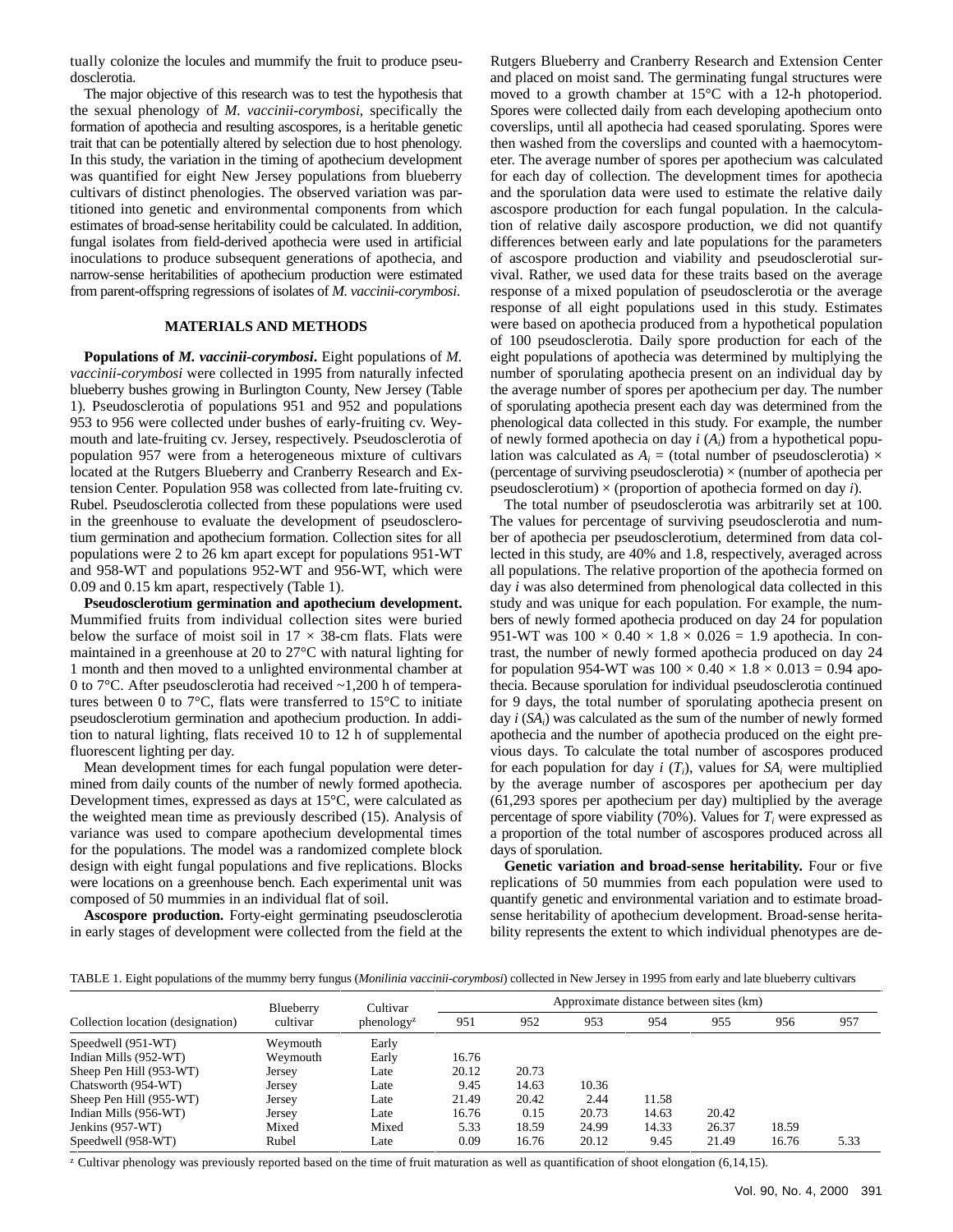tually colonize the locules and mummify the fruit to produce pseudosclerotia.

The major objective of this research was to test the hypothesis that the sexual phenology of *M. vaccinii-corymbosi*, specifically the formation of apothecia and resulting ascospores, is a heritable genetic trait that can be potentially altered by selection due to host phenology. In this study, the variation in the timing of apothecium development was quantified for eight New Jersey populations from blueberry cultivars of distinct phenologies. The observed variation was partitioned into genetic and environmental components from which estimates of broad-sense heritability could be calculated. In addition, fungal isolates from field-derived apothecia were used in artificial inoculations to produce subsequent generations of apothecia, and narrow-sense heritabilities of apothecium production were estimated from parent-offspring regressions of isolates of *M. vaccinii-corymbosi*.

## MATERIALS AND METHODS

**Populations of *M. vaccinii-corymbosi*.** Eight populations of *M. vaccinii-corymbosi* were collected in 1995 from naturally infected blueberry bushes growing in Burlington County, New Jersey (Table 1). Pseudosclerotia of populations 951 and 952 and populations 953 to 956 were collected under bushes of early-fruiting cv. Weymouth and late-fruiting cv. Jersey, respectively. Pseudosclerotia of population 957 were from a heterogeneous mixture of cultivars located at the Rutgers Blueberry and Cranberry Research and Extension Center. Population 958 was collected from late-fruiting cv. Rubel. Pseudosclerotia collected from these populations were used in the greenhouse to evaluate the development of pseudosclerotium germination and apothecium formation. Collection sites for all populations were 2 to 26 km apart except for populations 951-WT and 958-WT and populations 952-WT and 956-WT, which were 0.09 and 0.15 km apart, respectively (Table 1).

**Pseudosclerotium germination and apothecium development.** Mummified fruits from individual collection sites were buried below the surface of moist soil in 17 × 38-cm flats. Flats were maintained in a greenhouse at 20 to 27°C with natural lighting for 1 month and then moved to a unlighted environmental chamber at 0 to 7°C. After pseudosclerotia had received ~1,200 h of temperatures between 0 to 7°C, flats were transferred to 15°C to initiate pseudosclerotium germination and apothecium production. In addition to natural lighting, flats received 10 to 12 h of supplemental fluorescent lighting per day.

Mean development times for each fungal population were determined from daily counts of the number of newly formed apothecia. Development times, expressed as days at 15°C, were calculated as the weighted mean time as previously described (15). Analysis of variance was used to compare apothecium developmental times for the populations. The model was a randomized complete block design with eight fungal populations and five replications. Blocks were locations on a greenhouse bench. Each experimental unit was composed of 50 mummies in an individual flat of soil.

**Ascospore production.** Forty-eight germinating pseudosclerotia in early stages of development were collected from the field at the Rutgers Blueberry and Cranberry Research and Extension Center and placed on moist sand. The germinating fungal structures were moved to a growth chamber at 15°C with a 12-h photoperiod. Spores were collected daily from each developing apothecium onto coverslips, until all apothecia had ceased sporulating. Spores were then washed from the coverslips and counted with a haemocytometer. The average number of spores per apothecium was calculated for each day of collection. The development times for apothecia and the sporulation data were used to estimate the relative daily ascospore production for each fungal population. In the calculation of relative daily ascospore production, we did not quantify differences between early and late populations for the parameters of ascospore production and viability and pseudosclerotial survival. Rather, we used data for these traits based on the average response of a mixed population of pseudosclerotia or the average response of all eight populations used in this study. Estimates were based on apothecia produced from a hypothetical population of 100 pseudosclerotia. Daily spore production for each of the eight populations of apothecia was determined by multiplying the number of sporulating apothecia present on an individual day by the average number of spores per apothecium per day. The number of sporulating apothecia present each day was determined from the phenological data collected in this study. For example, the number of newly formed apothecia on day $i$ ($A_i$) from a hypothetical population was calculated as $A_i$ = (total number of pseudosclerotia) × (percentage of surviving pseudosclerotia) × (number of apothecia per pseudosclerotium) × (proportion of apothecia formed on day $i$).

The total number of pseudosclerotia was arbitrarily set at 100. The values for percentage of surviving pseudosclerotia and number of apothecia per pseudosclerotium, determined from data collected in this study, are 40% and 1.8, respectively, averaged across all populations. The relative proportion of the apothecia formed on day $i$ was also determined from phenological data collected in this study and was unique for each population. For example, the numbers of newly formed apothecia produced on day 24 for population 951-WT was 100 × 0.40 × 1.8 × 0.026 = 1.9 apothecia. In contrast, the number of newly formed apothecia produced on day 24 for population 954-WT was 100 × 0.40 × 1.8 × 0.013 = 0.94 apothecia. Because sporulation for individual pseudosclerotia continued for 9 days, the total number of sporulating apothecia present on day $i$ ($SA_i$) was calculated as the sum of the number of newly formed apothecia and the number of apothecia produced on the eight previous days. To calculate the total number of ascospores produced for each population for day $i$ ($T_i$), values for $SA_i$ were multiplied by the average number of ascospores per apothecium per day (61,293 spores per apothecium per day) multiplied by the average percentage of spore viability (70%). Values for $T_i$ were expressed as a proportion of the total number of ascospores produced across all days of sporulation.

**Genetic variation and broad-sense heritability.** Four or five replications of 50 mummies from each population were used to quantify genetic and environmental variation and to estimate broad-sense heritability of apothecium development. Broad-sense heritability represents the extent to which individual phenotypes are de-

TABLE 1. Eight populations of the mummy berry fungus (*Monilinia vaccinii-corymbosi*) collected in New Jersey in 1995 from early and late blueberry cultivars

| Collection location (designation) | Blueberry cultivar | Cultivar phenology[z] | Approximate distance between sites (km) | | | | | | |
|---|---|---|---|---|---|---|---|---|---|
| | | | 951 | 952 | 953 | 954 | 955 | 956 | 957 |
| Speedwell (951-WT) | Weymouth | Early | | | | | | | |
| Indian Mills (952-WT) | Weymouth | Early | 16.76 | | | | | | |
| Sheep Pen Hill (953-WT) | Jersey | Late | 20.12 | 20.73 | | | | | |
| Chatsworth (954-WT) | Jersey | Late | 9.45 | 14.63 | 10.36 | | | | |
| Sheep Pen Hill (955-WT) | Jersey | Late | 21.49 | 20.42 | 2.44 | 11.58 | | | |
| Indian Mills (956-WT) | Jersey | Late | 16.76 | 0.15 | 20.73 | 14.63 | 20.42 | | |
| Jenkins (957-WT) | Mixed | Mixed | 5.33 | 18.59 | 24.99 | 14.33 | 26.37 | 18.59 | |
| Speedwell (958-WT) | Rubel | Late | 0.09 | 16.76 | 20.12 | 9.45 | 21.49 | 16.76 | 5.33 |

[z] Cultivar phenology was previously reported based on the time of fruit maturation as well as quantification of shoot elongation (6,14,15).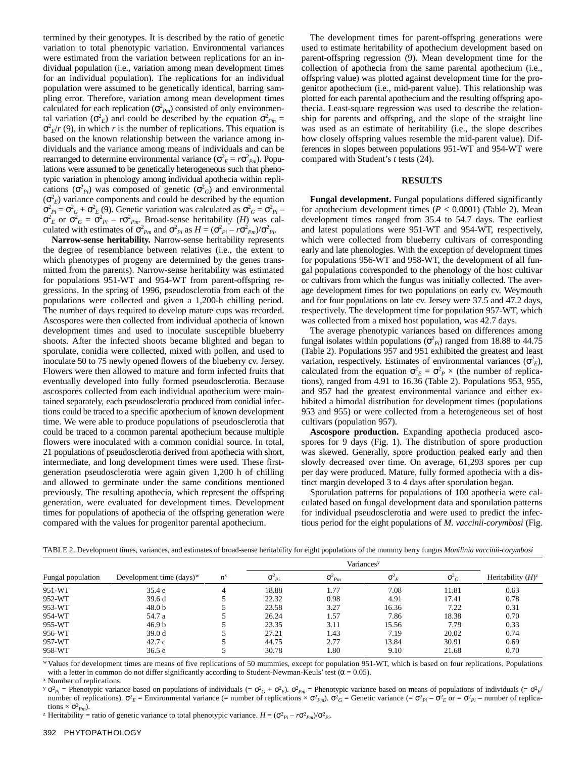termined by their genotypes. It is described by the ratio of genetic variation to total phenotypic variation. Environmental variances were estimated from the variation between replications for an individual population (i.e., variation among mean development times for an individual population). The replications for an individual population were assumed to be genetically identical, barring sampling error. Therefore, variation among mean development times calculated for each replication ($\sigma^2_{Pm}$) consisted of only environmental variation ($\sigma^2_E$) and could be described by the equation $\sigma^2_{Pm} = \sigma^2_E/r$ (9), in which $r$ is the number of replications. This equation is based on the known relationship between the variance among individuals and the variance among means of individuals and can be rearranged to determine environmental variance ($\sigma^2_E = r\sigma^2_{Pm}$). Populations were assumed to be genetically heterogeneous such that phenotypic variation in phenology among individual apothecia within replications ($\sigma^2_{Pi}$) was composed of genetic ($\sigma^2_G$) and environmental ($\sigma^2_E$) variance components and could be described by the equation $\sigma^2_{Pi} = \sigma^2_G + \sigma^2_E$ (9). Genetic variation was calculated as $\sigma^2_G = \sigma^2_{Pi} - \sigma^2_E$ or $\sigma^2_G = \sigma^2_{Pi} - r\sigma^2_{Pm}$. Broad-sense heritability ($H$) was calculated with estimates of $\sigma^2_{Pm}$ and $\sigma^2_{Pi}$ as $H = (\sigma^2_{Pi} - r\sigma^2_{Pm})/\sigma^2_{Pi}$.

**Narrow-sense heritability.** Narrow-sense heritability represents the degree of resemblance between relatives (i.e., the extent to which phenotypes of progeny are determined by the genes transmitted from the parents). Narrow-sense heritability was estimated for populations 951-WT and 954-WT from parent-offspring regressions. In the spring of 1996, pseudosclerotia from each of the populations were collected and given a 1,200-h chilling period. The number of days required to develop mature cups was recorded. Ascospores were then collected from individual apothecia of known development times and used to inoculate susceptible blueberry shoots. After the infected shoots became blighted and began to sporulate, conidia were collected, mixed with pollen, and used to inoculate 50 to 75 newly opened flowers of the blueberry cv. Jersey. Flowers were then allowed to mature and form infected fruits that eventually developed into fully formed pseudosclerotia. Because ascospores collected from each individual apothecium were maintained separately, each pseudosclerotia produced from conidial infections could be traced to a specific apothecium of known development time. We were able to produce populations of pseudosclerotia that could be traced to a common parental apothecium because multiple flowers were inoculated with a common conidial source. In total, 21 populations of pseudosclerotia derived from apothecia with short, intermediate, and long development times were used. These first-generation pseudosclerotia were again given 1,200 h of chilling and allowed to germinate under the same conditions mentioned previously. The resulting apothecia, which represent the offspring generation, were evaluated for development times. Development times for populations of apothecia of the offspring generation were compared with the values for progenitor parental apothecium.

The development times for parent-offspring generations were used to estimate heritability of apothecium development based on parent-offspring regression (9). Mean development time for the collection of apothecia from the same parental apothecium (i.e., offspring value) was plotted against development time for the progenitor apothecium (i.e., mid-parent value). This relationship was plotted for each parental apothecium and the resulting offspring apothecia. Least-square regression was used to describe the relationship for parents and offspring, and the slope of the straight line was used as an estimate of heritability (i.e., the slope describes how closely offspring values resemble the mid-parent value). Differences in slopes between populations 951-WT and 954-WT were compared with Student's $t$ tests (24).

## RESULTS

**Fungal development.** Fungal populations differed significantly for apothecium development times ($P < 0.0001$) (Table 2). Mean development times ranged from 35.4 to 54.7 days. The earliest and latest populations were 951-WT and 954-WT, respectively, which were collected from blueberry cultivars of corresponding early and late phenologies. With the exception of development times for populations 956-WT and 958-WT, the development of all fungal populations corresponded to the phenology of the host cultivar or cultivars from which the fungus was initially collected. The average development times for two populations on early cv. Weymouth and for four populations on late cv. Jersey were 37.5 and 47.2 days, respectively. The development time for population 957-WT, which was collected from a mixed host population, was 42.7 days.

The average phenotypic variances based on differences among fungal isolates within populations ($\sigma^2_{Pi}$) ranged from 18.88 to 44.75 (Table 2). Populations 957 and 951 exhibited the greatest and least variation, respectively. Estimates of environmental variances ($\sigma^2_E$), calculated from the equation $\sigma^2_E = \sigma^2_P \times$ (the number of replications), ranged from 4.91 to 16.36 (Table 2). Populations 953, 955, and 957 had the greatest environmental variance and either exhibited a bimodal distribution for development times (populations 953 and 955) or were collected from a heterogeneous set of host cultivars (population 957).

**Ascospore production.** Expanding apothecia produced ascospores for 9 days (Fig. 1). The distribution of spore production was skewed. Generally, spore production peaked early and then slowly decreased over time. On average, 61,293 spores per cup per day were produced. Mature, fully formed apothecia with a distinct margin developed 3 to 4 days after sporulation began.

Sporulation patterns for populations of 100 apothecia were calculated based on fungal development data and sporulation patterns for individual pseudosclerotia and were used to predict the infectious period for the eight populations of *M. vaccinii-corymbosi* (Fig.

TABLE 2. Development times, variances, and estimates of broad-sense heritability for eight populations of the mummy berry fungus *Monilinia vaccinii-corymbosi*

| Fungal population | Development time (days)[w] | $n$[x] | Variances[y] | | | | Heritability ($H$)[z] |
|---|---|---|---|---|---|---|---|
| | | | $\sigma^2_{Pi}$ | $\sigma^2_{Pm}$ | $\sigma^2_E$ | $\sigma^2_G$ | |
| 951-WT | 35.4 e | 4 | 18.88 | 1.77 | 7.08 | 11.81 | 0.63 |
| 952-WT | 39.6 d | 5 | 22.32 | 0.98 | 4.91 | 17.41 | 0.78 |
| 953-WT | 48.0 b | 5 | 23.58 | 3.27 | 16.36 | 7.22 | 0.31 |
| 954-WT | 54.7 a | 5 | 26.24 | 1.57 | 7.86 | 18.38 | 0.70 |
| 955-WT | 46.9 b | 5 | 23.35 | 3.11 | 15.56 | 7.79 | 0.33 |
| 956-WT | 39.0 d | 5 | 27.21 | 1.43 | 7.19 | 20.02 | 0.74 |
| 957-WT | 42.7 c | 5 | 44.75 | 2.77 | 13.84 | 30.91 | 0.69 |
| 958-WT | 36.5 e | 5 | 30.78 | 1.80 | 9.10 | 21.68 | 0.70 |

[w] Values for development times are means of five replications of 50 mummies, except for population 951-WT, which is based on four replications. Populations with a letter in common do not differ significantly according to Student-Newman-Keuls' test ($\alpha = 0.05$).

[x] Number of replications.

[y] $\sigma^2_{Pi}$ = Phenotypic variance based on populations of individuals (= $\sigma^2_G + \sigma^2_E$). $\sigma^2_{Pm}$ = Phenotypic variance based on means of populations of individuals (= $\sigma^2_E$/number of replications). $\sigma^2_E$ = Environmental variance (= number of replications × $\sigma^2_{Pm}$). $\sigma^2_G$ = Genetic variance (= $\sigma^2_{Pi} - \sigma^2_E$ or = $\sigma^2_{Pi}$ – number of replications × $\sigma^2_{Pm}$).

[z] Heritability = ratio of genetic variance to total phenotypic variance. $H = (\sigma^2_{Pi} - r\sigma^2_{Pm})/\sigma^2_{Pi}$.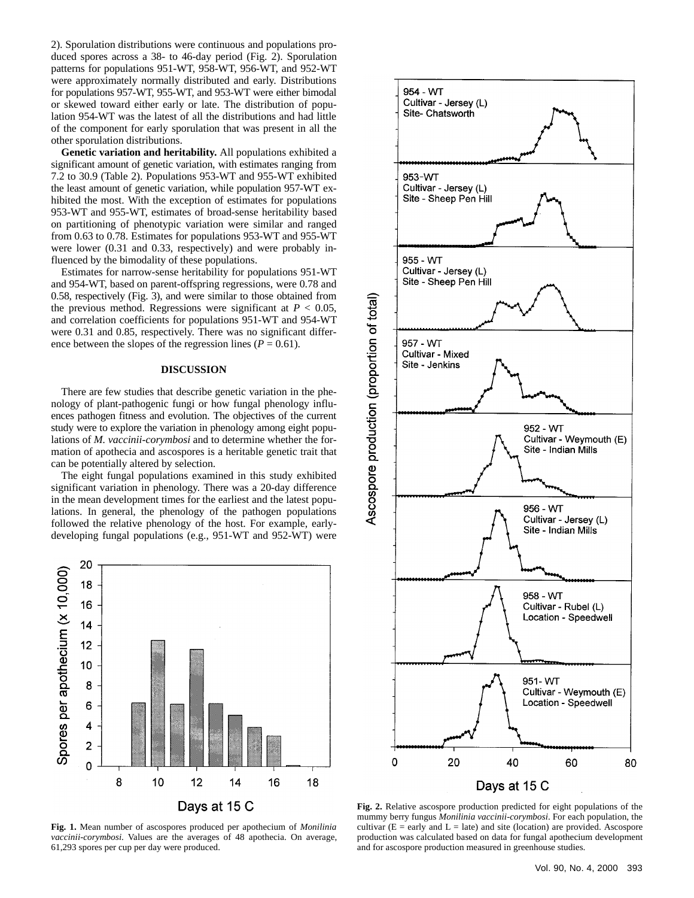2). Sporulation distributions were continuous and populations produced spores across a 38- to 46-day period (Fig. 2). Sporulation patterns for populations 951-WT, 958-WT, 956-WT, and 952-WT were approximately normally distributed and early. Distributions for populations 957-WT, 955-WT, and 953-WT were either bimodal or skewed toward either early or late. The distribution of population 954-WT was the latest of all the distributions and had little of the component for early sporulation that was present in all the other sporulation distributions.

**Genetic variation and heritability.** All populations exhibited a significant amount of genetic variation, with estimates ranging from 7.2 to 30.9 (Table 2). Populations 953-WT and 955-WT exhibited the least amount of genetic variation, while population 957-WT exhibited the most. With the exception of estimates for populations 953-WT and 955-WT, estimates of broad-sense heritability based on partitioning of phenotypic variation were similar and ranged from 0.63 to 0.78. Estimates for populations 953-WT and 955-WT were lower (0.31 and 0.33, respectively) and were probably influenced by the bimodality of these populations.

Estimates for narrow-sense heritability for populations 951-WT and 954-WT, based on parent-offspring regressions, were 0.78 and 0.58, respectively (Fig. 3), and were similar to those obtained from the previous method. Regressions were significant at $P < 0.05$, and correlation coefficients for populations 951-WT and 954-WT were 0.31 and 0.85, respectively. There was no significant difference between the slopes of the regression lines ($P = 0.61$).

## DISCUSSION

There are few studies that describe genetic variation in the phenology of plant-pathogenic fungi or how fungal phenology influences pathogen fitness and evolution. The objectives of the current study were to explore the variation in phenology among eight populations of *M. vaccinii-corymbosi* and to determine whether the formation of apothecia and ascospores is a heritable genetic trait that can be potentially altered by selection.

The eight fungal populations examined in this study exhibited significant variation in phenology. There was a 20-day difference in the mean development times for the earliest and the latest populations. In general, the phenology of the pathogen populations followed the relative phenology of the host. For example, early-developing fungal populations (e.g., 951-WT and 952-WT) were

**Fig. 1.** Mean number of ascospores produced per apothecium of *Monilinia vaccinii-corymbosi*. Values are the averages of 48 apothecia. On average, 61,293 spores per cup per day were produced.

**Fig. 2.** Relative ascospore production predicted for eight populations of the mummy berry fungus *Monilinia vaccinii-corymbosi*. For each population, the cultivar (E = early and L = late) and site (location) are provided. Ascospore production was calculated based on data for fungal apothecium development and for ascospore production measured in greenhouse studies.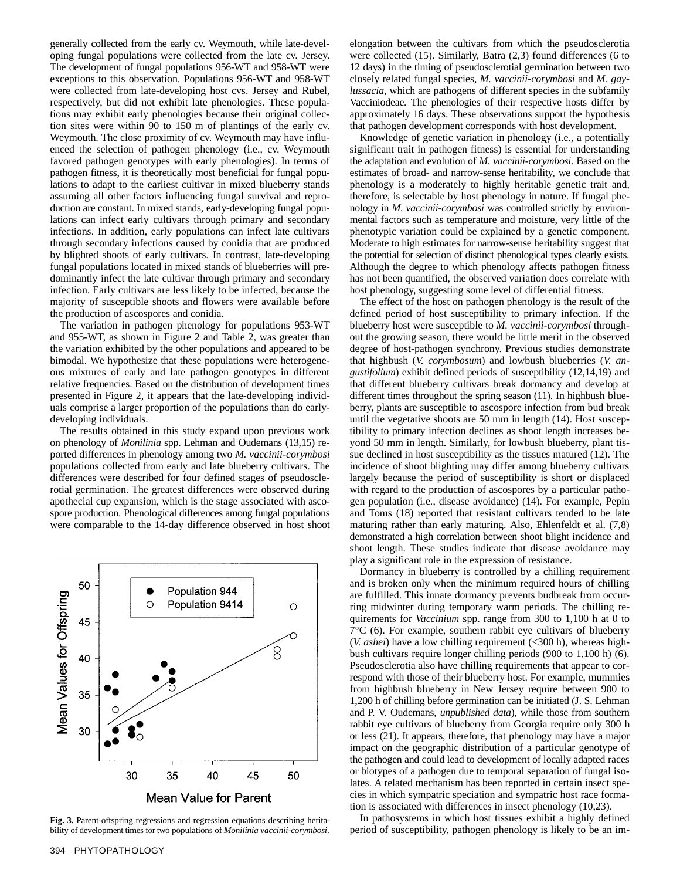generally collected from the early cv. Weymouth, while late-developing fungal populations were collected from the late cv. Jersey. The development of fungal populations 956-WT and 958-WT were exceptions to this observation. Populations 956-WT and 958-WT were collected from late-developing host cvs. Jersey and Rubel, respectively, but did not exhibit late phenologies. These populations may exhibit early phenologies because their original collection sites were within 90 to 150 m of plantings of the early cv. Weymouth. The close proximity of cv. Weymouth may have influenced the selection of pathogen phenology (i.e., cv. Weymouth favored pathogen genotypes with early phenologies). In terms of pathogen fitness, it is theoretically most beneficial for fungal populations to adapt to the earliest cultivar in mixed blueberry stands assuming all other factors influencing fungal survival and reproduction are constant. In mixed stands, early-developing fungal populations can infect early cultivars through primary and secondary infections. In addition, early populations can infect late cultivars through secondary infections caused by conidia that are produced by blighted shoots of early cultivars. In contrast, late-developing fungal populations located in mixed stands of blueberries will predominantly infect the late cultivar through primary and secondary infection. Early cultivars are less likely to be infected, because the majority of susceptible shoots and flowers were available before the production of ascospores and conidia.

The variation in pathogen phenology for populations 953-WT and 955-WT, as shown in Figure 2 and Table 2, was greater than the variation exhibited by the other populations and appeared to be bimodal. We hypothesize that these populations were heterogeneous mixtures of early and late pathogen genotypes in different relative frequencies. Based on the distribution of development times presented in Figure 2, it appears that the late-developing individuals comprise a larger proportion of the populations than do early-developing individuals.

The results obtained in this study expand upon previous work on phenology of *Monilinia* spp. Lehman and Oudemans (13,15) reported differences in phenology among two *M. vaccinii-corymbosi* populations collected from early and late blueberry cultivars. The differences were described for four defined stages of pseudosclerotial germination. The greatest differences were observed during apothecial cup expansion, which is the stage associated with ascospore production. Phenological differences among fungal populations were comparable to the 14-day difference observed in host shoot elongation between the cultivars from which the pseudosclerotia were collected (15). Similarly, Batra (2,3) found differences (6 to 12 days) in the timing of pseudosclerotial germination between two closely related fungal species, *M. vaccinii-corymbosi* and *M. gaylussacia*, which are pathogens of different species in the subfamily Vacciniodeae. The phenologies of their respective hosts differ by approximately 16 days. These observations support the hypothesis that pathogen development corresponds with host development.

Knowledge of genetic variation in phenology (i.e., a potentially significant trait in pathogen fitness) is essential for understanding the adaptation and evolution of *M. vaccinii-corymbosi*. Based on the estimates of broad- and narrow-sense heritability, we conclude that phenology is a moderately to highly heritable genetic trait and, therefore, is selectable by host phenology in nature. If fungal phenology in *M. vaccinii-corymbosi* was controlled strictly by environmental factors such as temperature and moisture, very little of the phenotypic variation could be explained by a genetic component. Moderate to high estimates for narrow-sense heritability suggest that the potential for selection of distinct phenological types clearly exists. Although the degree to which phenology affects pathogen fitness has not been quantified, the observed variation does correlate with host phenology, suggesting some level of differential fitness.

The effect of the host on pathogen phenology is the result of the defined period of host susceptibility to primary infection. If the blueberry host were susceptible to *M. vaccinii-corymbosi* throughout the growing season, there would be little merit in the observed degree of host-pathogen synchrony. Previous studies demonstrate that highbush (*V. corymbosum*) and lowbush blueberries (*V. angustifolium*) exhibit defined periods of susceptibility (12,14,19) and that different blueberry cultivars break dormancy and develop at different times throughout the spring season (11). In highbush blueberry, plants are susceptible to ascospore infection from bud break until the vegetative shoots are 50 mm in length (14). Host susceptibility to primary infection declines as shoot length increases beyond 50 mm in length. Similarly, for lowbush blueberry, plant tissue declined in host susceptibility as the tissues matured (12). The incidence of shoot blighting may differ among blueberry cultivars largely because the period of susceptibility is short or displaced with regard to the production of ascospores by a particular pathogen population (i.e., disease avoidance) (14). For example, Pepin and Toms (18) reported that resistant cultivars tended to be late maturing rather than early maturing. Also, Ehlenfeldt et al. (7,8) demonstrated a high correlation between shoot blight incidence and shoot length. These studies indicate that disease avoidance may play a significant role in the expression of resistance.

Dormancy in blueberry is controlled by a chilling requirement and is broken only when the minimum required hours of chilling are fulfilled. This innate dormancy prevents budbreak from occurring midwinter during temporary warm periods. The chilling requirements for *Vaccinium* spp. range from 300 to 1,100 h at 0 to 7°C (6). For example, southern rabbit eye cultivars of blueberry (*V. ashei*) have a low chilling requirement (<300 h), whereas highbush cultivars require longer chilling periods (900 to 1,100 h) (6). Pseudosclerotia also have chilling requirements that appear to correspond with those of their blueberry host. For example, mummies from highbush blueberry in New Jersey require between 900 to 1,200 h of chilling before germination can be initiated (J. S. Lehman and P. V. Oudemans, *unpublished data*), while those from southern rabbit eye cultivars of blueberry from Georgia require only 300 h or less (21). It appears, therefore, that phenology may have a major impact on the geographic distribution of a particular genotype of the pathogen and could lead to development of locally adapted races or biotypes of a pathogen due to temporal separation of fungal isolates. A related mechanism has been reported in certain insect species in which sympatric speciation and sympatric host race formation is associated with differences in insect phenology (10,23).

In pathosystems in which host tissues exhibit a highly defined period of susceptibility, pathogen phenology is likely to be an im-

**Fig. 3.** Parent-offspring regressions and regression equations describing heritability of development times for two populations of *Monilinia vaccinii-corymbosi*.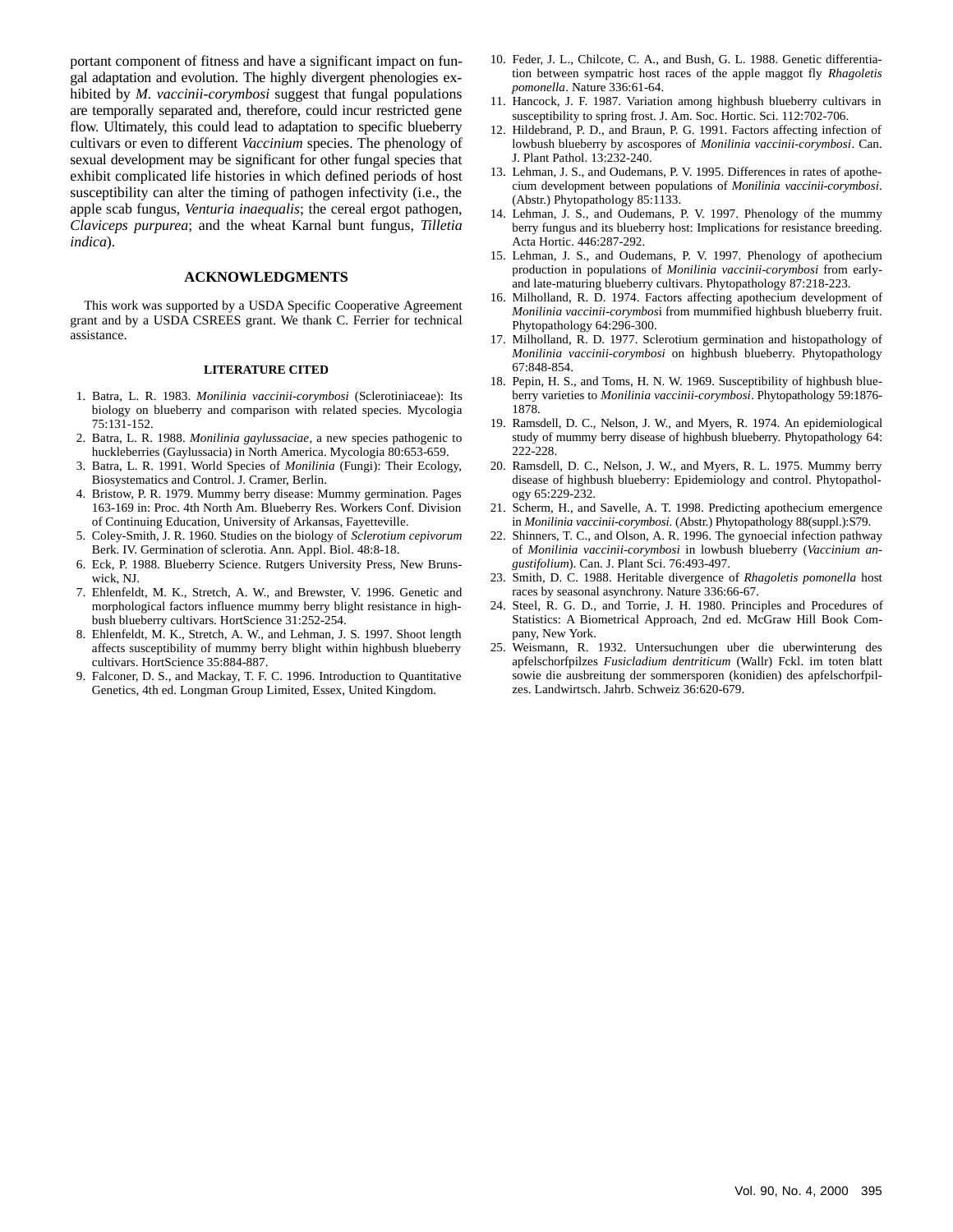portant component of fitness and have a significant impact on fungal adaptation and evolution. The highly divergent phenologies exhibited by *M. vaccinii-corymbosi* suggest that fungal populations are temporally separated and, therefore, could incur restricted gene flow. Ultimately, this could lead to adaptation to specific blueberry cultivars or even to different *Vaccinium* species. The phenology of sexual development may be significant for other fungal species that exhibit complicated life histories in which defined periods of host susceptibility can alter the timing of pathogen infectivity (i.e., the apple scab fungus, *Venturia inaequalis*; the cereal ergot pathogen, *Claviceps purpurea*; and the wheat Karnal bunt fungus, *Tilletia indica*).

## ACKNOWLEDGMENTS

This work was supported by a USDA Specific Cooperative Agreement grant and by a USDA CSREES grant. We thank C. Ferrier for technical assistance.

## LITERATURE CITED

1. Batra, L. R. 1983. *Monilinia vaccinii-corymbosi* (Sclerotiniaceae): Its biology on blueberry and comparison with related species. Mycologia 75:131-152.
2. Batra, L. R. 1988. *Monilinia gaylussaciae*, a new species pathogenic to huckleberries (Gaylussacia) in North America. Mycologia 80:653-659.
3. Batra, L. R. 1991. World Species of *Monilinia* (Fungi): Their Ecology, Biosystematics and Control. J. Cramer, Berlin.
4. Bristow, P. R. 1979. Mummy berry disease: Mummy germination. Pages 163-169 in: Proc. 4th North Am. Blueberry Res. Workers Conf. Division of Continuing Education, University of Arkansas, Fayetteville.
5. Coley-Smith, J. R. 1960. Studies on the biology of *Sclerotium cepivorum* Berk. IV. Germination of sclerotia. Ann. Appl. Biol. 48:8-18.
6. Eck, P. 1988. Blueberry Science. Rutgers University Press, New Brunswick, NJ.
7. Ehlenfeldt, M. K., Stretch, A. W., and Brewster, V. 1996. Genetic and morphological factors influence mummy berry blight resistance in highbush blueberry cultivars. HortScience 31:252-254.
8. Ehlenfeldt, M. K., Stretch, A. W., and Lehman, J. S. 1997. Shoot length affects susceptibility of mummy berry blight within highbush blueberry cultivars. HortScience 35:884-887.
9. Falconer, D. S., and Mackay, T. F. C. 1996. Introduction to Quantitative Genetics, 4th ed. Longman Group Limited, Essex, United Kingdom.
10. Feder, J. L., Chilcote, C. A., and Bush, G. L. 1988. Genetic differentiation between sympatric host races of the apple maggot fly *Rhagoletis pomonella*. Nature 336:61-64.
11. Hancock, J. F. 1987. Variation among highbush blueberry cultivars in susceptibility to spring frost. J. Am. Soc. Hortic. Sci. 112:702-706.
12. Hildebrand, P. D., and Braun, P. G. 1991. Factors affecting infection of lowbush blueberry by ascospores of *Monilinia vaccinii-corymbosi*. Can. J. Plant Pathol. 13:232-240.
13. Lehman, J. S., and Oudemans, P. V. 1995. Differences in rates of apothecium development between populations of *Monilinia vaccinii-corymbosi*. (Abstr.) Phytopathology 85:1133.
14. Lehman, J. S., and Oudemans, P. V. 1997. Phenology of the mummy berry fungus and its blueberry host: Implications for resistance breeding. Acta Hortic. 446:287-292.
15. Lehman, J. S., and Oudemans, P. V. 1997. Phenology of apothecium production in populations of *Monilinia vaccinii-corymbosi* from early- and late-maturing blueberry cultivars. Phytopathology 87:218-223.
16. Milholland, R. D. 1974. Factors affecting apothecium development of *Monilinia vaccinii-corymbos*i from mummified highbush blueberry fruit. Phytopathology 64:296-300.
17. Milholland, R. D. 1977. Sclerotium germination and histopathology of *Monilinia vaccinii-corymbosi* on highbush blueberry. Phytopathology 67:848-854.
18. Pepin, H. S., and Toms, H. N. W. 1969. Susceptibility of highbush blueberry varieties to *Monilinia vaccinii-corymbosi*. Phytopathology 59:1876-1878.
19. Ramsdell, D. C., Nelson, J. W., and Myers, R. 1974. An epidemiological study of mummy berry disease of highbush blueberry. Phytopathology 64:222-228.
20. Ramsdell, D. C., Nelson, J. W., and Myers, R. L. 1975. Mummy berry disease of highbush blueberry: Epidemiology and control. Phytopathology 65:229-232.
21. Scherm, H., and Savelle, A. T. 1998. Predicting apothecium emergence in *Monilinia vaccinii-corymbosi.* (Abstr.) Phytopathology 88(suppl.):S79.
22. Shinners, T. C., and Olson, A. R. 1996. The gynoecial infection pathway of *Monilinia vaccinii-corymbosi* in lowbush blueberry (*Vaccinium angustifolium*). Can. J. Plant Sci. 76:493-497.
23. Smith, D. C. 1988. Heritable divergence of *Rhagoletis pomonella* host races by seasonal asynchrony. Nature 336:66-67.
24. Steel, R. G. D., and Torrie, J. H. 1980. Principles and Procedures of Statistics: A Biometrical Approach, 2nd ed. McGraw Hill Book Company, New York.
25. Weismann, R. 1932. Untersuchungen uber die uberwinterung des apfelschorfpilzes *Fusicladium dentriticum* (Wallr) Fckl. im toten blatt sowie die ausbreitung der sommersporen (konidien) des apfelschorfpilzes. Landwirtsch. Jahrb. Schweiz 36:620-679.